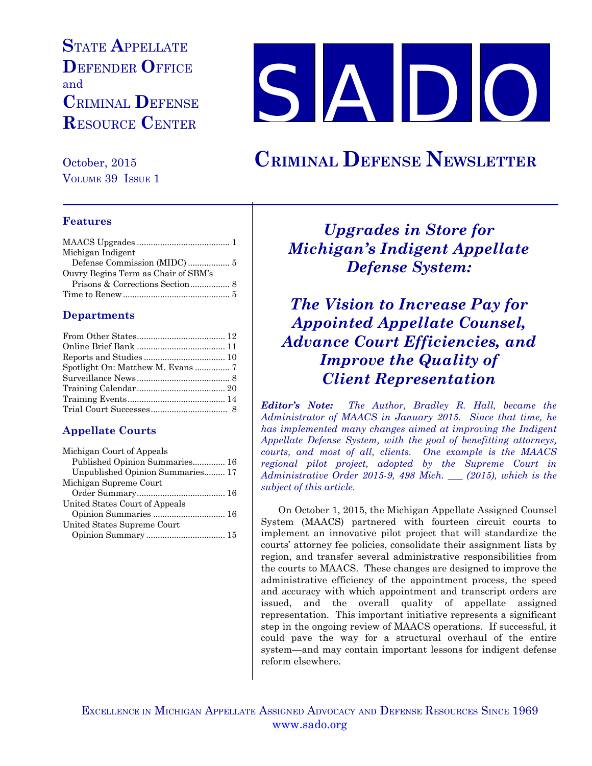# State Appellate Defender Office and Criminal Defense Resource Center

# SADO

## Criminal Defense Newsletter

October, 2015
Volume 39 Issue 1

### Features

- MAACS Upgrades ........ 1
- Michigan Indigent Defense Commission (MIDC) ........ 5
- Ouvry Begins Term as Chair of SBM's Prisons & Corrections Section ........ 8
- Time to Renew ........ 5

### Departments

- From Other States ........ 12
- Online Brief Bank ........ 11
- Reports and Studies ........ 10
- Spotlight On: Matthew M. Evans ........ 7
- Surveillance News ........ 8
- Training Calendar ........ 20
- Training Events ........ 14
- Trial Court Successes ........ 8

### Appellate Courts

- Michigan Court of Appeals
  - Published Opinion Summaries ........ 16
  - Unpublished Opinion Summaries ........ 17
- Michigan Supreme Court
  - Order Summary ........ 16
- United States Court of Appeals
  - Opinion Summaries ........ 16
- United States Supreme Court
  - Opinion Summary ........ 15

## *Upgrades in Store for Michigan's Indigent Appellate Defense System:*

## *The Vision to Increase Pay for Appointed Appellate Counsel, Advance Court Efficiencies, and Improve the Quality of Client Representation*

***Editor's Note:*** *The Author, Bradley R. Hall, became the Administrator of MAACS in January 2015. Since that time, he has implemented many changes aimed at improving the Indigent Appellate Defense System, with the goal of benefitting attorneys, courts, and most of all, clients. One example is the MAACS regional pilot project, adopted by the Supreme Court in Administrative Order 2015-9, 498 Mich. \_\_\_ (2015), which is the subject of this article.*

On October 1, 2015, the Michigan Appellate Assigned Counsel System (MAACS) partnered with fourteen circuit courts to implement an innovative pilot project that will standardize the courts' attorney fee policies, consolidate their assignment lists by region, and transfer several administrative responsibilities from the courts to MAACS. These changes are designed to improve the administrative efficiency of the appointment process, the speed and accuracy with which appointment and transcript orders are issued, and the overall quality of appellate assigned representation. This important initiative represents a significant step in the ongoing review of MAACS operations. If successful, it could pave the way for a structural overhaul of the entire system—and may contain important lessons for indigent defense reform elsewhere.

Excellence in Michigan Appellate Assigned Advocacy and Defense Resources Since 1969
www.sado.org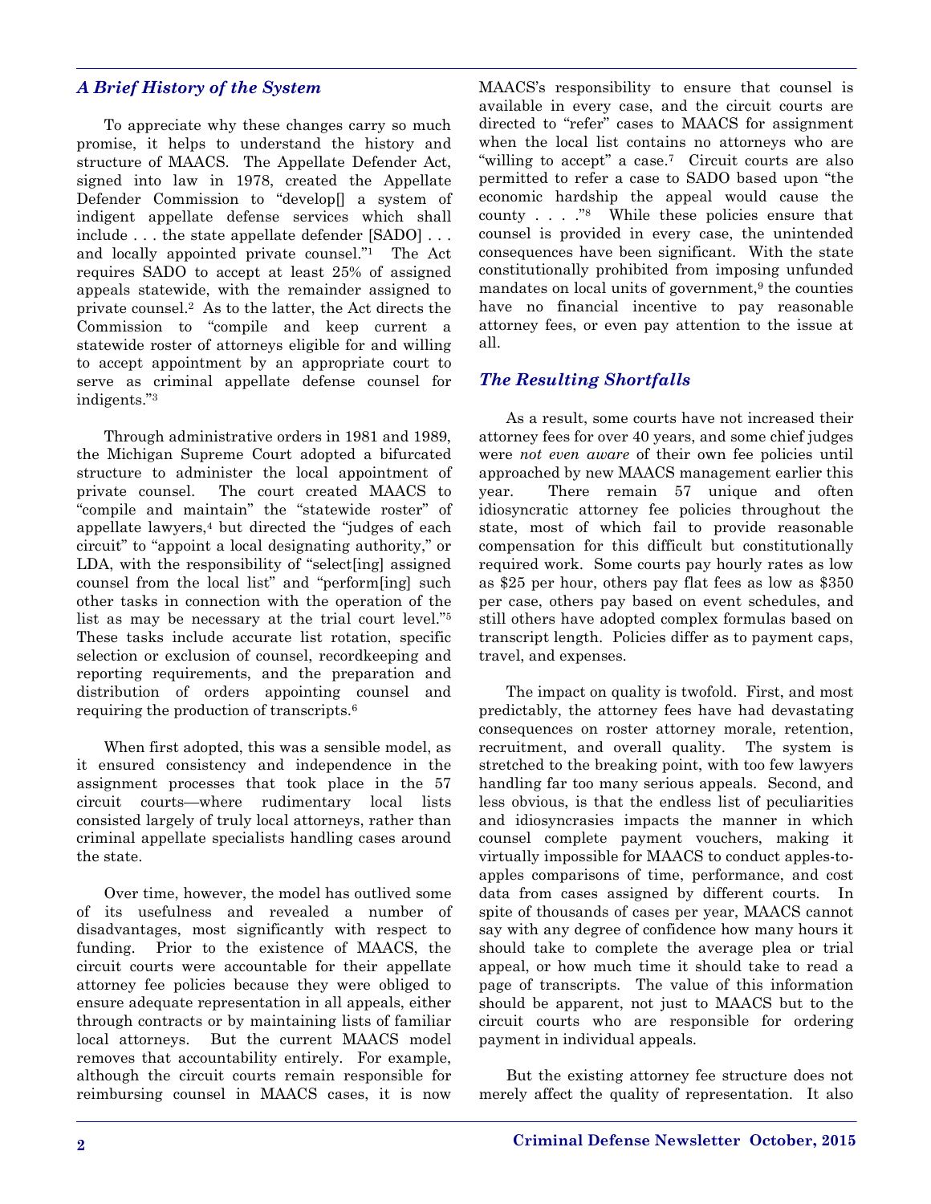### *A Brief History of the System*

To appreciate why these changes carry so much promise, it helps to understand the history and structure of MAACS. The Appellate Defender Act, signed into law in 1978, created the Appellate Defender Commission to "develop[] a system of indigent appellate defense services which shall include . . . the state appellate defender [SADO] . . . and locally appointed private counsel."[1] The Act requires SADO to accept at least 25% of assigned appeals statewide, with the remainder assigned to private counsel.[2] As to the latter, the Act directs the Commission to "compile and keep current a statewide roster of attorneys eligible for and willing to accept appointment by an appropriate court to serve as criminal appellate defense counsel for indigents."[3]

Through administrative orders in 1981 and 1989, the Michigan Supreme Court adopted a bifurcated structure to administer the local appointment of private counsel. The court created MAACS to "compile and maintain" the "statewide roster" of appellate lawyers,[4] but directed the "judges of each circuit" to "appoint a local designating authority," or LDA, with the responsibility of "select[ing] assigned counsel from the local list" and "perform[ing] such other tasks in connection with the operation of the list as may be necessary at the trial court level."[5] These tasks include accurate list rotation, specific selection or exclusion of counsel, recordkeeping and reporting requirements, and the preparation and distribution of orders appointing counsel and requiring the production of transcripts.[6]

When first adopted, this was a sensible model, as it ensured consistency and independence in the assignment processes that took place in the 57 circuit courts—where rudimentary local lists consisted largely of truly local attorneys, rather than criminal appellate specialists handling cases around the state.

Over time, however, the model has outlived some of its usefulness and revealed a number of disadvantages, most significantly with respect to funding. Prior to the existence of MAACS, the circuit courts were accountable for their appellate attorney fee policies because they were obliged to ensure adequate representation in all appeals, either through contracts or by maintaining lists of familiar local attorneys. But the current MAACS model removes that accountability entirely. For example, although the circuit courts remain responsible for reimbursing counsel in MAACS cases, it is now MAACS's responsibility to ensure that counsel is available in every case, and the circuit courts are directed to "refer" cases to MAACS for assignment when the local list contains no attorneys who are "willing to accept" a case.[7] Circuit courts are also permitted to refer a case to SADO based upon "the economic hardship the appeal would cause the county . . . ."[8] While these policies ensure that counsel is provided in every case, the unintended consequences have been significant. With the state constitutionally prohibited from imposing unfunded mandates on local units of government,[9] the counties have no financial incentive to pay reasonable attorney fees, or even pay attention to the issue at all.

### *The Resulting Shortfalls*

As a result, some courts have not increased their attorney fees for over 40 years, and some chief judges were *not even aware* of their own fee policies until approached by new MAACS management earlier this year. There remain 57 unique and often idiosyncratic attorney fee policies throughout the state, most of which fail to provide reasonable compensation for this difficult but constitutionally required work. Some courts pay hourly rates as low as $25 per hour, others pay flat fees as low as $350 per case, others pay based on event schedules, and still others have adopted complex formulas based on transcript length. Policies differ as to payment caps, travel, and expenses.

The impact on quality is twofold. First, and most predictably, the attorney fees have had devastating consequences on roster attorney morale, retention, recruitment, and overall quality. The system is stretched to the breaking point, with too few lawyers handling far too many serious appeals. Second, and less obvious, is that the endless list of peculiarities and idiosyncrasies impacts the manner in which counsel complete payment vouchers, making it virtually impossible for MAACS to conduct apples-to-apples comparisons of time, performance, and cost data from cases assigned by different courts. In spite of thousands of cases per year, MAACS cannot say with any degree of confidence how many hours it should take to complete the average plea or trial appeal, or how much time it should take to read a page of transcripts. The value of this information should be apparent, not just to MAACS but to the circuit courts who are responsible for ordering payment in individual appeals.

But the existing attorney fee structure does not merely affect the quality of representation. It also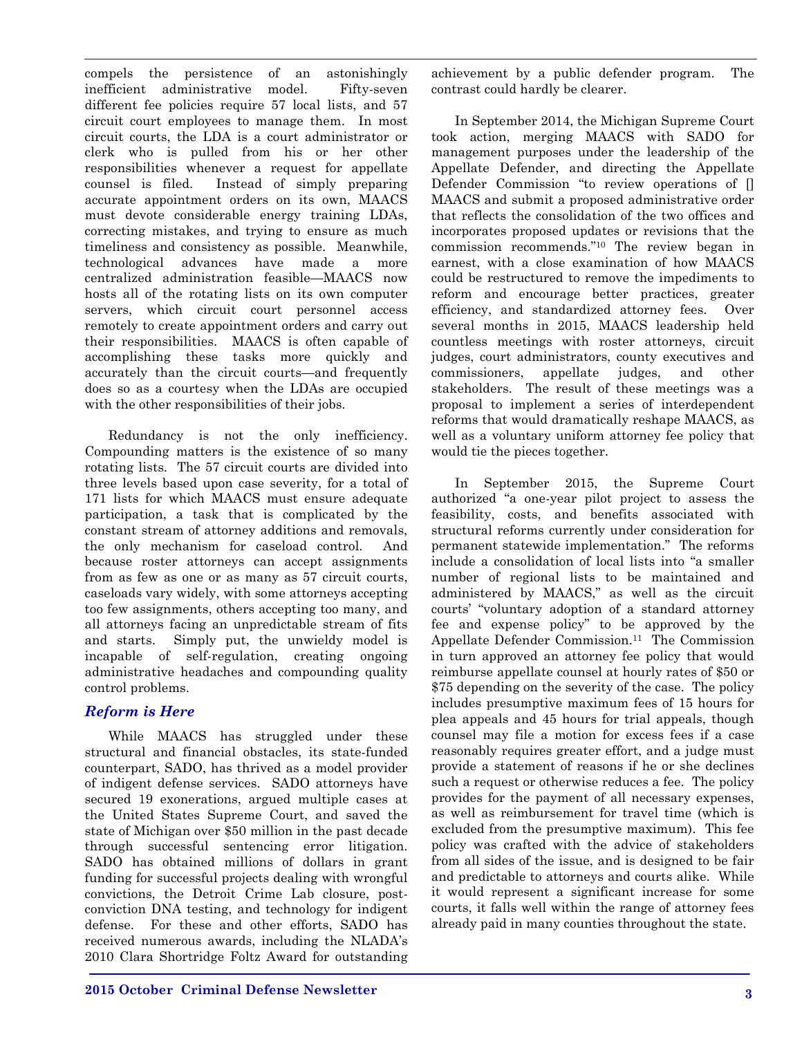compels the persistence of an astonishingly inefficient administrative model. Fifty-seven different fee policies require 57 local lists, and 57 circuit court employees to manage them. In most circuit courts, the LDA is a court administrator or clerk who is pulled from his or her other responsibilities whenever a request for appellate counsel is filed. Instead of simply preparing accurate appointment orders on its own, MAACS must devote considerable energy training LDAs, correcting mistakes, and trying to ensure as much timeliness and consistency as possible. Meanwhile, technological advances have made a more centralized administration feasible—MAACS now hosts all of the rotating lists on its own computer servers, which circuit court personnel access remotely to create appointment orders and carry out their responsibilities. MAACS is often capable of accomplishing these tasks more quickly and accurately than the circuit courts—and frequently does so as a courtesy when the LDAs are occupied with the other responsibilities of their jobs.

Redundancy is not the only inefficiency. Compounding matters is the existence of so many rotating lists. The 57 circuit courts are divided into three levels based upon case severity, for a total of 171 lists for which MAACS must ensure adequate participation, a task that is complicated by the constant stream of attorney additions and removals, the only mechanism for caseload control. And because roster attorneys can accept assignments from as few as one or as many as 57 circuit courts, caseloads vary widely, with some attorneys accepting too few assignments, others accepting too many, and all attorneys facing an unpredictable stream of fits and starts. Simply put, the unwieldy model is incapable of self-regulation, creating ongoing administrative headaches and compounding quality control problems.

### *Reform is Here*

While MAACS has struggled under these structural and financial obstacles, its state-funded counterpart, SADO, has thrived as a model provider of indigent defense services. SADO attorneys have secured 19 exonerations, argued multiple cases at the United States Supreme Court, and saved the state of Michigan over $50 million in the past decade through successful sentencing error litigation. SADO has obtained millions of dollars in grant funding for successful projects dealing with wrongful convictions, the Detroit Crime Lab closure, post-conviction DNA testing, and technology for indigent defense. For these and other efforts, SADO has received numerous awards, including the NLADA's 2010 Clara Shortridge Foltz Award for outstanding achievement by a public defender program. The contrast could hardly be clearer.

In September 2014, the Michigan Supreme Court took action, merging MAACS with SADO for management purposes under the leadership of the Appellate Defender, and directing the Appellate Defender Commission "to review operations of [] MAACS and submit a proposed administrative order that reflects the consolidation of the two offices and incorporates proposed updates or revisions that the commission recommends."[10] The review began in earnest, with a close examination of how MAACS could be restructured to remove the impediments to reform and encourage better practices, greater efficiency, and standardized attorney fees. Over several months in 2015, MAACS leadership held countless meetings with roster attorneys, circuit judges, court administrators, county executives and commissioners, appellate judges, and other stakeholders. The result of these meetings was a proposal to implement a series of interdependent reforms that would dramatically reshape MAACS, as well as a voluntary uniform attorney fee policy that would tie the pieces together.

In September 2015, the Supreme Court authorized "a one-year pilot project to assess the feasibility, costs, and benefits associated with structural reforms currently under consideration for permanent statewide implementation." The reforms include a consolidation of local lists into "a smaller number of regional lists to be maintained and administered by MAACS," as well as the circuit courts' "voluntary adoption of a standard attorney fee and expense policy" to be approved by the Appellate Defender Commission.[11] The Commission in turn approved an attorney fee policy that would reimburse appellate counsel at hourly rates of $50 or $75 depending on the severity of the case. The policy includes presumptive maximum fees of 15 hours for plea appeals and 45 hours for trial appeals, though counsel may file a motion for excess fees if a case reasonably requires greater effort, and a judge must provide a statement of reasons if he or she declines such a request or otherwise reduces a fee. The policy provides for the payment of all necessary expenses, as well as reimbursement for travel time (which is excluded from the presumptive maximum). This fee policy was crafted with the advice of stakeholders from all sides of the issue, and is designed to be fair and predictable to attorneys and courts alike. While it would represent a significant increase for some courts, it falls well within the range of attorney fees already paid in many counties throughout the state.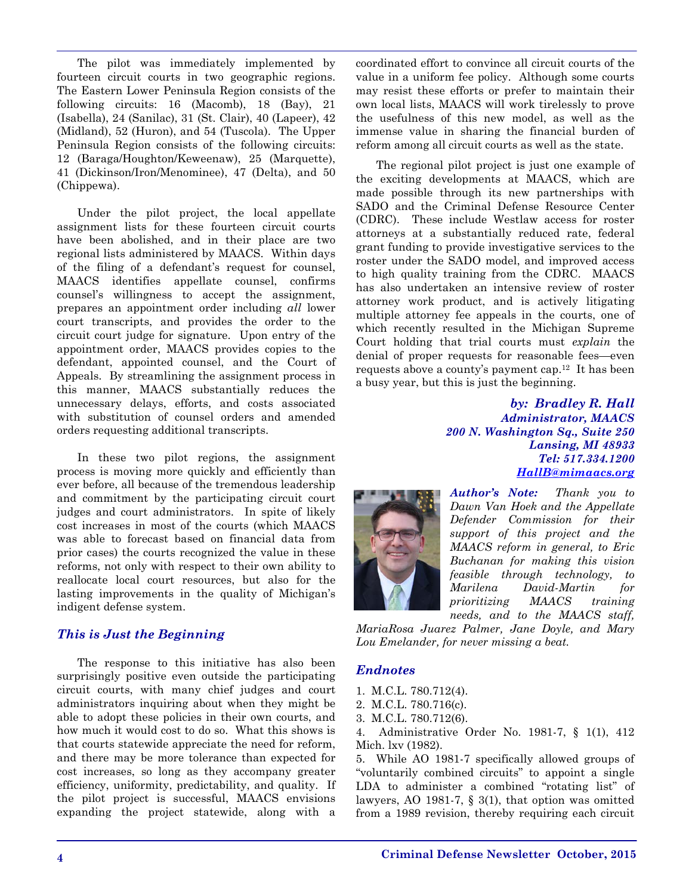The pilot was immediately implemented by fourteen circuit courts in two geographic regions. The Eastern Lower Peninsula Region consists of the following circuits: 16 (Macomb), 18 (Bay), 21 (Isabella), 24 (Sanilac), 31 (St. Clair), 40 (Lapeer), 42 (Midland), 52 (Huron), and 54 (Tuscola). The Upper Peninsula Region consists of the following circuits: 12 (Baraga/Houghton/Keweenaw), 25 (Marquette), 41 (Dickinson/Iron/Menominee), 47 (Delta), and 50 (Chippewa).

Under the pilot project, the local appellate assignment lists for these fourteen circuit courts have been abolished, and in their place are two regional lists administered by MAACS. Within days of the filing of a defendant's request for counsel, MAACS identifies appellate counsel, confirms counsel's willingness to accept the assignment, prepares an appointment order including *all* lower court transcripts, and provides the order to the circuit court judge for signature. Upon entry of the appointment order, MAACS provides copies to the defendant, appointed counsel, and the Court of Appeals. By streamlining the assignment process in this manner, MAACS substantially reduces the unnecessary delays, efforts, and costs associated with substitution of counsel orders and amended orders requesting additional transcripts.

In these two pilot regions, the assignment process is moving more quickly and efficiently than ever before, all because of the tremendous leadership and commitment by the participating circuit court judges and court administrators. In spite of likely cost increases in most of the courts (which MAACS was able to forecast based on financial data from prior cases) the courts recognized the value in these reforms, not only with respect to their own ability to reallocate local court resources, but also for the lasting improvements in the quality of Michigan's indigent defense system.

### *This is Just the Beginning*

The response to this initiative has also been surprisingly positive even outside the participating circuit courts, with many chief judges and court administrators inquiring about how they might be able to adopt these policies in their own courts, and how much it would cost to do so. What this shows is that courts statewide appreciate the need for reform, and there may be more tolerance than expected for cost increases, so long as they accompany greater efficiency, uniformity, predictability, and quality. If the pilot project is successful, MAACS envisions expanding the project statewide, along with a coordinated effort to convince all circuit courts of the value in a uniform fee policy. Although some courts may resist these efforts or prefer to maintain their own local lists, MAACS will work tirelessly to prove the usefulness of this new model, as well as the immense value in sharing the financial burden of reform among all circuit courts as well as the state.

The regional pilot project is just one example of the exciting developments at MAACS, which are made possible through its new partnerships with SADO and the Criminal Defense Resource Center (CDRC). These include Westlaw access for roster attorneys at a substantially reduced rate, federal grant funding to provide investigative services to the roster under the SADO model, and improved access to high quality training from the CDRC. MAACS has also undertaken an intensive review of roster attorney work product, and is actively litigating multiple attorney fee appeals in the courts, one of which recently resulted in the Michigan Supreme Court holding that trial courts must *explain* the denial of proper requests for reasonable fees—even requests above a county's payment cap.[12] It has been a busy year, but this is just the beginning.

***by: Bradley R. Hall***
***Administrator, MAACS***
***200 N. Washington Sq., Suite 250***
***Lansing, MI 48933***
***Tel: 517.334.1200***
***HallB@mimaacs.org***

***Author's Note:*** *Thank you to Dawn Van Hoek and the Appellate Defender Commission for their support of this project and the MAACS reform in general, to Eric Buchanan for making this vision feasible through technology, to Marilena David-Martin for prioritizing MAACS training needs, and to the MAACS staff, MariaRosa Juarez Palmer, Jane Doyle, and Mary Lou Emelander, for never missing a beat.*

### *Endnotes*

1. M.C.L. 780.712(4).
2. M.C.L. 780.716(c).
3. M.C.L. 780.712(6).
4. Administrative Order No. 1981-7, § 1(1), 412 Mich. lxv (1982).
5. While AO 1981-7 specifically allowed groups of "voluntarily combined circuits" to appoint a single LDA to administer a combined "rotating list" of lawyers, AO 1981-7, § 3(1), that option was omitted from a 1989 revision, thereby requiring each circuit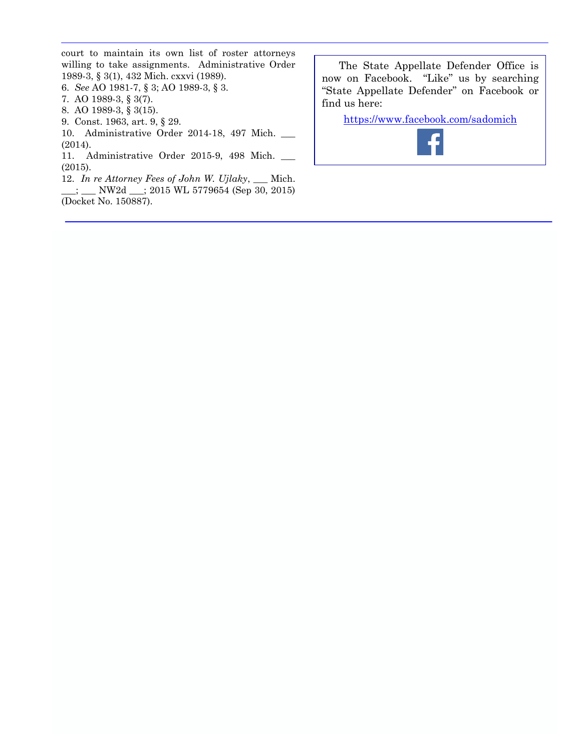court to maintain its own list of roster attorneys willing to take assignments. Administrative Order 1989-3, § 3(1), 432 Mich. cxxvi (1989).

6. *See* AO 1981-7, § 3; AO 1989-3, § 3.
7. AO 1989-3, § 3(7).
8. AO 1989-3, § 3(15).
9. Const. 1963, art. 9, § 29.
10. Administrative Order 2014-18, 497 Mich. ___ (2014).
11. Administrative Order 2015-9, 498 Mich. ___ (2015).
12. *In re Attorney Fees of John W. Ujlaky*, ___ Mich. ___; ___ NW2d ___; 2015 WL 5779654 (Sep 30, 2015) (Docket No. 150887).

The State Appellate Defender Office is now on Facebook. "Like" us by searching "State Appellate Defender" on Facebook or find us here:

https://www.facebook.com/sadomich